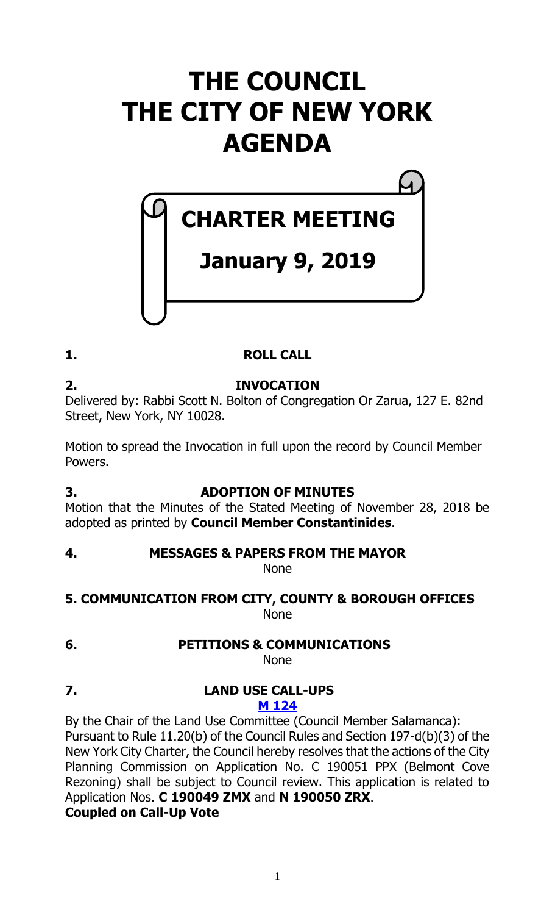# THE COUNCIL
# THE CITY OF NEW YORK
# AGENDA

## CHARTER MEETING

## January 9, 2019

**1. ROLL CALL**

**2. INVOCATION**

Delivered by: Rabbi Scott N. Bolton of Congregation Or Zarua, 127 E. 82nd Street, New York, NY 10028.

Motion to spread the Invocation in full upon the record by Council Member Powers.

**3. ADOPTION OF MINUTES**

Motion that the Minutes of the Stated Meeting of November 28, 2018 be adopted as printed by **Council Member Constantinides**.

**4. MESSAGES & PAPERS FROM THE MAYOR**

None

**5. COMMUNICATION FROM CITY, COUNTY & BOROUGH OFFICES**

None

**6. PETITIONS & COMMUNICATIONS**

None

**7. LAND USE CALL-UPS**

**M 124**

By the Chair of the Land Use Committee (Council Member Salamanca): Pursuant to Rule 11.20(b) of the Council Rules and Section 197-d(b)(3) of the New York City Charter, the Council hereby resolves that the actions of the City Planning Commission on Application No. C 190051 PPX (Belmont Cove Rezoning) shall be subject to Council review. This application is related to Application Nos. **C 190049 ZMX** and **N 190050 ZRX**.

**Coupled on Call-Up Vote**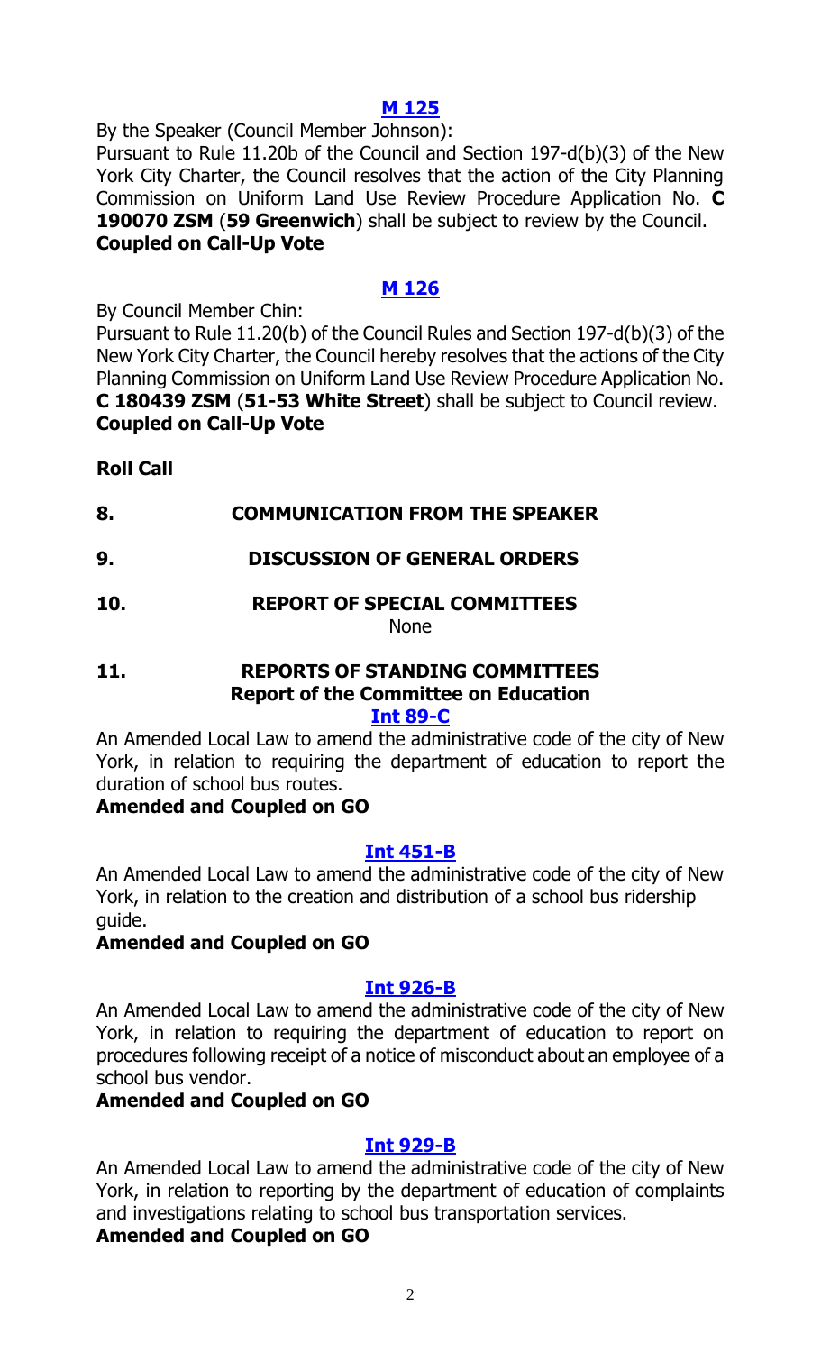**[M 125](#)**

By the Speaker (Council Member Johnson):

Pursuant to Rule 11.20b of the Council and Section 197-d(b)(3) of the New York City Charter, the Council resolves that the action of the City Planning Commission on Uniform Land Use Review Procedure Application No. **C 190070 ZSM** (**59 Greenwich**) shall be subject to review by the Council.

**Coupled on Call-Up Vote**

**[M 126](#)**

By Council Member Chin:

Pursuant to Rule 11.20(b) of the Council Rules and Section 197-d(b)(3) of the New York City Charter, the Council hereby resolves that the actions of the City Planning Commission on Uniform Land Use Review Procedure Application No. **C 180439 ZSM** (**51-53 White Street**) shall be subject to Council review.

**Coupled on Call-Up Vote**

**Roll Call**

**8. COMMUNICATION FROM THE SPEAKER**

**9. DISCUSSION OF GENERAL ORDERS**

**10. REPORT OF SPECIAL COMMITTEES**

None

**11. REPORTS OF STANDING COMMITTEES**

**Report of the Committee on Education**

**[Int 89-C](#)**

An Amended Local Law to amend the administrative code of the city of New York, in relation to requiring the department of education to report the duration of school bus routes.

**Amended and Coupled on GO**

**[Int 451-B](#)**

An Amended Local Law to amend the administrative code of the city of New York, in relation to the creation and distribution of a school bus ridership guide.

**Amended and Coupled on GO**

**[Int 926-B](#)**

An Amended Local Law to amend the administrative code of the city of New York, in relation to requiring the department of education to report on procedures following receipt of a notice of misconduct about an employee of a school bus vendor.

**Amended and Coupled on GO**

**[Int 929-B](#)**

An Amended Local Law to amend the administrative code of the city of New York, in relation to reporting by the department of education of complaints and investigations relating to school bus transportation services.

**Amended and Coupled on GO**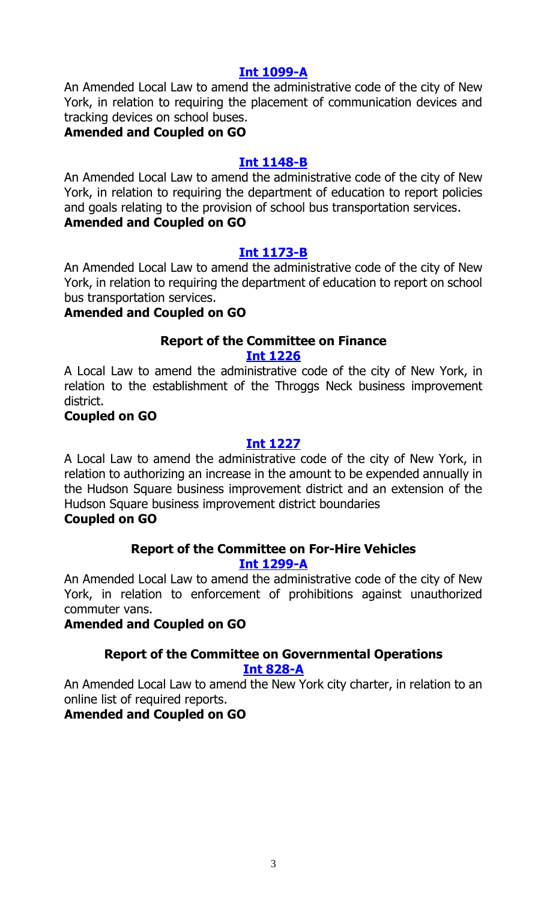**[Int 1099-A](#)**

An Amended Local Law to amend the administrative code of the city of New York, in relation to requiring the placement of communication devices and tracking devices on school buses.

**Amended and Coupled on GO**

**[Int 1148-B](#)**

An Amended Local Law to amend the administrative code of the city of New York, in relation to requiring the department of education to report policies and goals relating to the provision of school bus transportation services.

**Amended and Coupled on GO**

**[Int 1173-B](#)**

An Amended Local Law to amend the administrative code of the city of New York, in relation to requiring the department of education to report on school bus transportation services.

**Amended and Coupled on GO**

### Report of the Committee on Finance

**[Int 1226](#)**

A Local Law to amend the administrative code of the city of New York, in relation to the establishment of the Throggs Neck business improvement district.

**Coupled on GO**

**[Int 1227](#)**

A Local Law to amend the administrative code of the city of New York, in relation to authorizing an increase in the amount to be expended annually in the Hudson Square business improvement district and an extension of the Hudson Square business improvement district boundaries

**Coupled on GO**

### Report of the Committee on For-Hire Vehicles

**[Int 1299-A](#)**

An Amended Local Law to amend the administrative code of the city of New York, in relation to enforcement of prohibitions against unauthorized commuter vans.

**Amended and Coupled on GO**

### Report of the Committee on Governmental Operations

**[Int 828-A](#)**

An Amended Local Law to amend the New York city charter, in relation to an online list of required reports.

**Amended and Coupled on GO**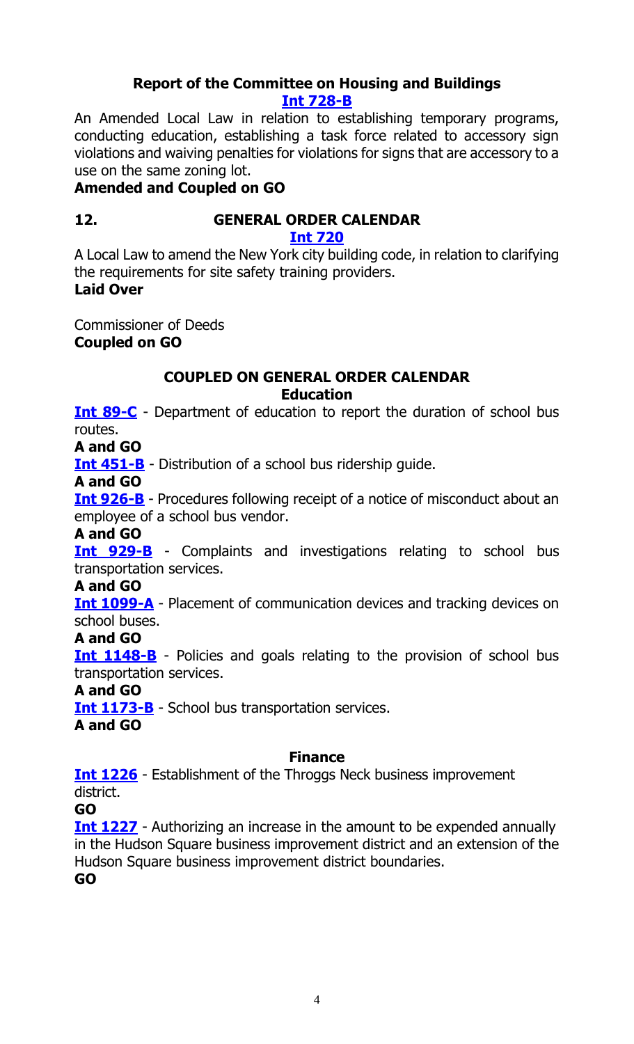### Report of the Committee on Housing and Buildings

**Int 728-B**

An Amended Local Law in relation to establishing temporary programs, conducting education, establishing a task force related to accessory sign violations and waiving penalties for violations for signs that are accessory to a use on the same zoning lot.

**Amended and Coupled on GO**

## 12. GENERAL ORDER CALENDAR

**Int 720**

A Local Law to amend the New York city building code, in relation to clarifying the requirements for site safety training providers.

**Laid Over**

Commissioner of Deeds

**Coupled on GO**

### COUPLED ON GENERAL ORDER CALENDAR

#### Education

**Int 89-C** - Department of education to report the duration of school bus routes.

**A and GO**

**Int 451-B** - Distribution of a school bus ridership guide.

**A and GO**

**Int 926-B** - Procedures following receipt of a notice of misconduct about an employee of a school bus vendor.

**A and GO**

**Int 929-B** - Complaints and investigations relating to school bus transportation services.

**A and GO**

**Int 1099-A** - Placement of communication devices and tracking devices on school buses.

**A and GO**

**Int 1148-B** - Policies and goals relating to the provision of school bus transportation services.

**A and GO**

**Int 1173-B** - School bus transportation services.

**A and GO**

#### Finance

**Int 1226** - Establishment of the Throggs Neck business improvement district.

**GO**

**Int 1227** - Authorizing an increase in the amount to be expended annually in the Hudson Square business improvement district and an extension of the Hudson Square business improvement district boundaries.

**GO**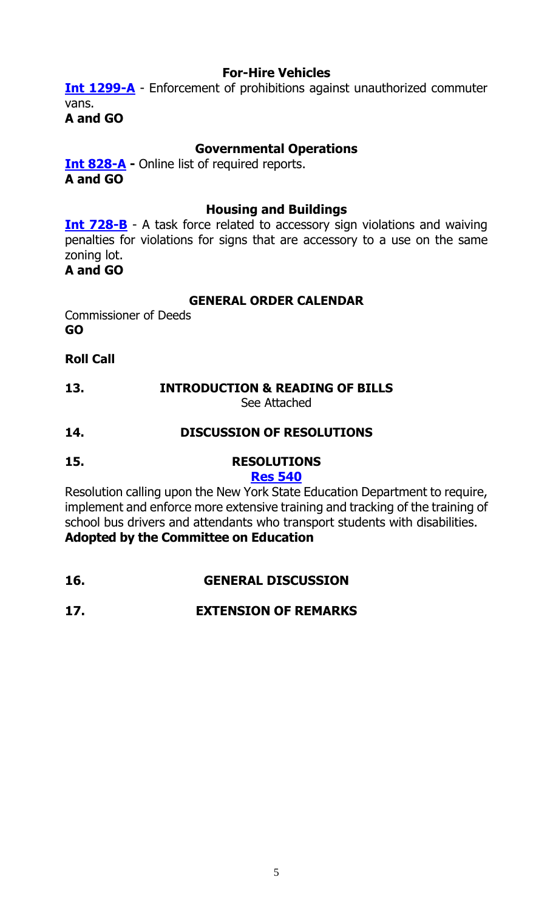### For-Hire Vehicles

**Int 1299-A** - Enforcement of prohibitions against unauthorized commuter vans.
**A and GO**

### Governmental Operations

**Int 828-A -** Online list of required reports.
**A and GO**

### Housing and Buildings

**Int 728-B** - A task force related to accessory sign violations and waiving penalties for violations for signs that are accessory to a use on the same zoning lot.
**A and GO**

### GENERAL ORDER CALENDAR

Commissioner of Deeds
**GO**

**Roll Call**

**13. INTRODUCTION & READING OF BILLS**
See Attached

**14. DISCUSSION OF RESOLUTIONS**

**15. RESOLUTIONS**

**Res 540**

Resolution calling upon the New York State Education Department to require, implement and enforce more extensive training and tracking of the training of school bus drivers and attendants who transport students with disabilities.
**Adopted by the Committee on Education**

**16. GENERAL DISCUSSION**

**17. EXTENSION OF REMARKS**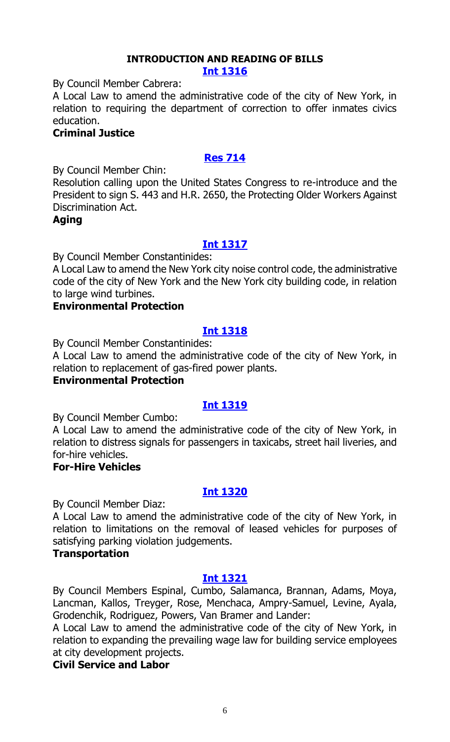## INTRODUCTION AND READING OF BILLS

### [Int 1316]

By Council Member Cabrera:

A Local Law to amend the administrative code of the city of New York, in relation to requiring the department of correction to offer inmates civics education.

**Criminal Justice**

### [Res 714]

By Council Member Chin:

Resolution calling upon the United States Congress to re-introduce and the President to sign S. 443 and H.R. 2650, the Protecting Older Workers Against Discrimination Act.

**Aging**

### [Int 1317]

By Council Member Constantinides:

A Local Law to amend the New York city noise control code, the administrative code of the city of New York and the New York city building code, in relation to large wind turbines.

**Environmental Protection**

### [Int 1318]

By Council Member Constantinides:

A Local Law to amend the administrative code of the city of New York, in relation to replacement of gas-fired power plants.

**Environmental Protection**

### [Int 1319]

By Council Member Cumbo:

A Local Law to amend the administrative code of the city of New York, in relation to distress signals for passengers in taxicabs, street hail liveries, and for-hire vehicles.

**For-Hire Vehicles**

### [Int 1320]

By Council Member Diaz:

A Local Law to amend the administrative code of the city of New York, in relation to limitations on the removal of leased vehicles for purposes of satisfying parking violation judgements.

**Transportation**

### [Int 1321]

By Council Members Espinal, Cumbo, Salamanca, Brannan, Adams, Moya, Lancman, Kallos, Treyger, Rose, Menchaca, Ampry-Samuel, Levine, Ayala, Grodenchik, Rodriguez, Powers, Van Bramer and Lander:

A Local Law to amend the administrative code of the city of New York, in relation to expanding the prevailing wage law for building service employees at city development projects.

**Civil Service and Labor**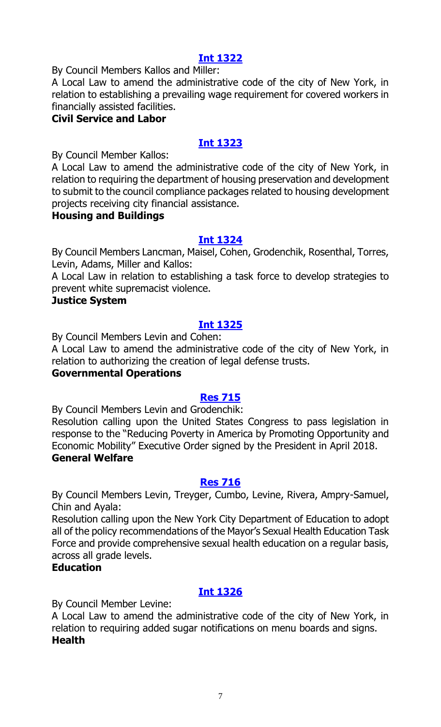**Int 1322**

By Council Members Kallos and Miller:

A Local Law to amend the administrative code of the city of New York, in relation to establishing a prevailing wage requirement for covered workers in financially assisted facilities.

**Civil Service and Labor**

**Int 1323**

By Council Member Kallos:

A Local Law to amend the administrative code of the city of New York, in relation to requiring the department of housing preservation and development to submit to the council compliance packages related to housing development projects receiving city financial assistance.

**Housing and Buildings**

**Int 1324**

By Council Members Lancman, Maisel, Cohen, Grodenchik, Rosenthal, Torres, Levin, Adams, Miller and Kallos:

A Local Law in relation to establishing a task force to develop strategies to prevent white supremacist violence.

**Justice System**

**Int 1325**

By Council Members Levin and Cohen:

A Local Law to amend the administrative code of the city of New York, in relation to authorizing the creation of legal defense trusts.

**Governmental Operations**

**Res 715**

By Council Members Levin and Grodenchik:

Resolution calling upon the United States Congress to pass legislation in response to the "Reducing Poverty in America by Promoting Opportunity and Economic Mobility" Executive Order signed by the President in April 2018.

**General Welfare**

**Res 716**

By Council Members Levin, Treyger, Cumbo, Levine, Rivera, Ampry-Samuel, Chin and Ayala:

Resolution calling upon the New York City Department of Education to adopt all of the policy recommendations of the Mayor's Sexual Health Education Task Force and provide comprehensive sexual health education on a regular basis, across all grade levels.

**Education**

**Int 1326**

By Council Member Levine:

A Local Law to amend the administrative code of the city of New York, in relation to requiring added sugar notifications on menu boards and signs.

**Health**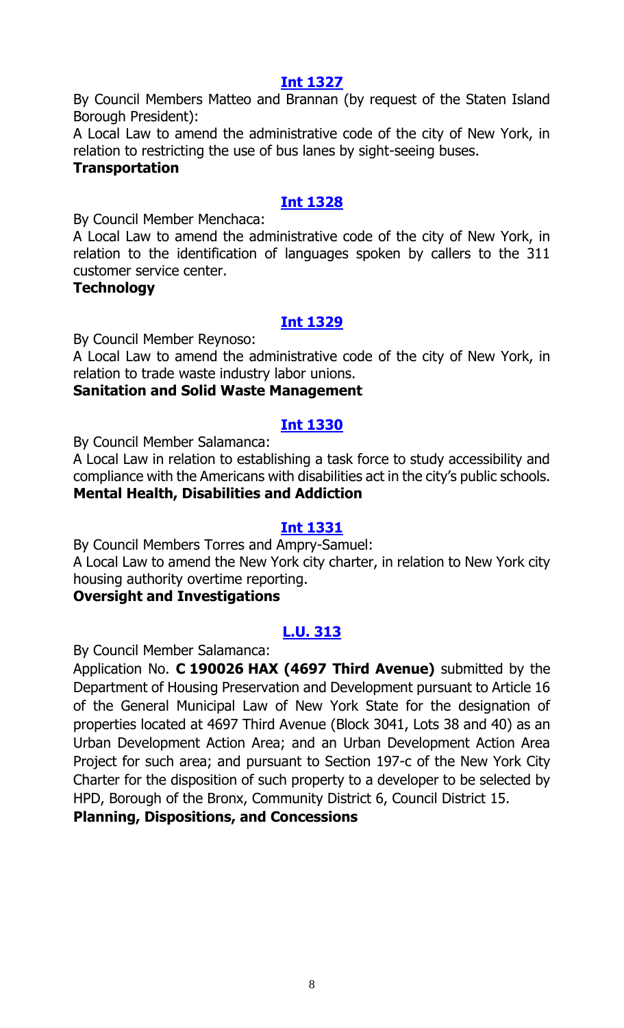## [Int 1327]

By Council Members Matteo and Brannan (by request of the Staten Island Borough President):

A Local Law to amend the administrative code of the city of New York, in relation to restricting the use of bus lanes by sight-seeing buses.

**Transportation**

## [Int 1328]

By Council Member Menchaca:

A Local Law to amend the administrative code of the city of New York, in relation to the identification of languages spoken by callers to the 311 customer service center.

**Technology**

## [Int 1329]

By Council Member Reynoso:

A Local Law to amend the administrative code of the city of New York, in relation to trade waste industry labor unions.

**Sanitation and Solid Waste Management**

## [Int 1330]

By Council Member Salamanca:

A Local Law in relation to establishing a task force to study accessibility and compliance with the Americans with disabilities act in the city's public schools.

**Mental Health, Disabilities and Addiction**

## [Int 1331]

By Council Members Torres and Ampry-Samuel:

A Local Law to amend the New York city charter, in relation to New York city housing authority overtime reporting.

**Oversight and Investigations**

## [L.U. 313]

By Council Member Salamanca:

Application No. **C 190026 HAX (4697 Third Avenue)** submitted by the Department of Housing Preservation and Development pursuant to Article 16 of the General Municipal Law of New York State for the designation of properties located at 4697 Third Avenue (Block 3041, Lots 38 and 40) as an Urban Development Action Area; and an Urban Development Action Area Project for such area; and pursuant to Section 197-c of the New York City Charter for the disposition of such property to a developer to be selected by HPD, Borough of the Bronx, Community District 6, Council District 15.

**Planning, Dispositions, and Concessions**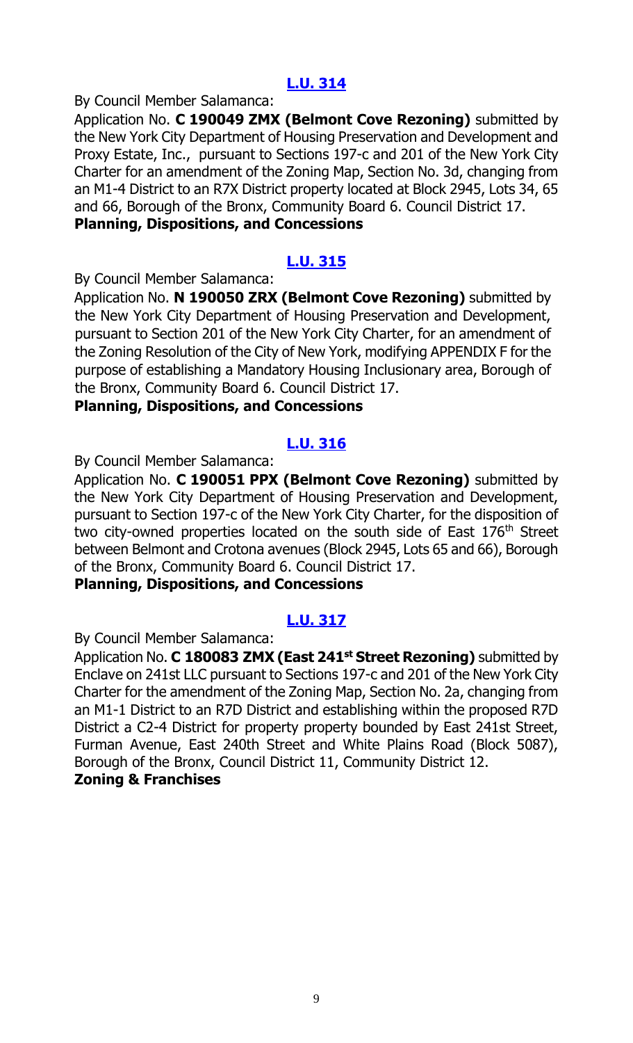### [L.U. 314]

By Council Member Salamanca:

Application No. **C 190049 ZMX (Belmont Cove Rezoning)** submitted by the New York City Department of Housing Preservation and Development and Proxy Estate, Inc., pursuant to Sections 197-c and 201 of the New York City Charter for an amendment of the Zoning Map, Section No. 3d, changing from an M1-4 District to an R7X District property located at Block 2945, Lots 34, 65 and 66, Borough of the Bronx, Community Board 6. Council District 17.

**Planning, Dispositions, and Concessions**

### [L.U. 315]

By Council Member Salamanca:

Application No. **N 190050 ZRX (Belmont Cove Rezoning)** submitted by the New York City Department of Housing Preservation and Development, pursuant to Section 201 of the New York City Charter, for an amendment of the Zoning Resolution of the City of New York, modifying APPENDIX F for the purpose of establishing a Mandatory Housing Inclusionary area, Borough of the Bronx, Community Board 6. Council District 17.

**Planning, Dispositions, and Concessions**

### [L.U. 316]

By Council Member Salamanca:

Application No. **C 190051 PPX (Belmont Cove Rezoning)** submitted by the New York City Department of Housing Preservation and Development, pursuant to Section 197-c of the New York City Charter, for the disposition of two city-owned properties located on the south side of East 176th Street between Belmont and Crotona avenues (Block 2945, Lots 65 and 66), Borough of the Bronx, Community Board 6. Council District 17.

**Planning, Dispositions, and Concessions**

### [L.U. 317]

By Council Member Salamanca:

Application No. **C 180083 ZMX (East 241st Street Rezoning)** submitted by Enclave on 241st LLC pursuant to Sections 197-c and 201 of the New York City Charter for the amendment of the Zoning Map, Section No. 2a, changing from an M1-1 District to an R7D District and establishing within the proposed R7D District a C2-4 District for property property bounded by East 241st Street, Furman Avenue, East 240th Street and White Plains Road (Block 5087), Borough of the Bronx, Council District 11, Community District 12.

**Zoning & Franchises**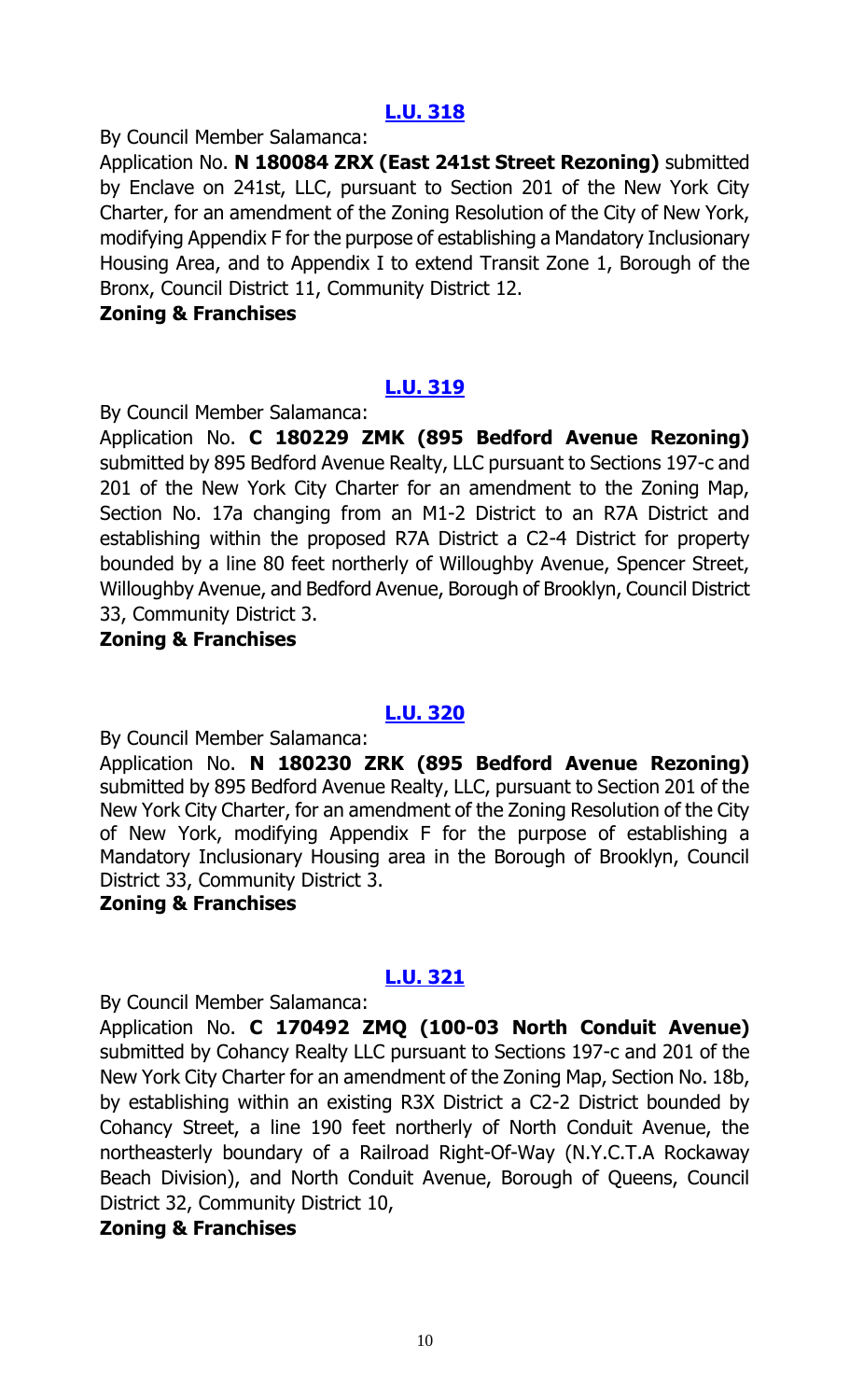## [L.U. 318]

By Council Member Salamanca:

Application No. **N 180084 ZRX (East 241st Street Rezoning)** submitted by Enclave on 241st, LLC, pursuant to Section 201 of the New York City Charter, for an amendment of the Zoning Resolution of the City of New York, modifying Appendix F for the purpose of establishing a Mandatory Inclusionary Housing Area, and to Appendix I to extend Transit Zone 1, Borough of the Bronx, Council District 11, Community District 12.

**Zoning & Franchises**

## [L.U. 319]

By Council Member Salamanca:

Application No. **C 180229 ZMK (895 Bedford Avenue Rezoning)** submitted by 895 Bedford Avenue Realty, LLC pursuant to Sections 197-c and 201 of the New York City Charter for an amendment to the Zoning Map, Section No. 17a changing from an M1-2 District to an R7A District and establishing within the proposed R7A District a C2-4 District for property bounded by a line 80 feet northerly of Willoughby Avenue, Spencer Street, Willoughby Avenue, and Bedford Avenue, Borough of Brooklyn, Council District 33, Community District 3.

**Zoning & Franchises**

## [L.U. 320]

By Council Member Salamanca:

Application No. **N 180230 ZRK (895 Bedford Avenue Rezoning)** submitted by 895 Bedford Avenue Realty, LLC, pursuant to Section 201 of the New York City Charter, for an amendment of the Zoning Resolution of the City of New York, modifying Appendix F for the purpose of establishing a Mandatory Inclusionary Housing area in the Borough of Brooklyn, Council District 33, Community District 3.

**Zoning & Franchises**

## [L.U. 321]

By Council Member Salamanca:

Application No. **C 170492 ZMQ (100-03 North Conduit Avenue)** submitted by Cohancy Realty LLC pursuant to Sections 197-c and 201 of the New York City Charter for an amendment of the Zoning Map, Section No. 18b, by establishing within an existing R3X District a C2-2 District bounded by Cohancy Street, a line 190 feet northerly of North Conduit Avenue, the northeasterly boundary of a Railroad Right-Of-Way (N.Y.C.T.A Rockaway Beach Division), and North Conduit Avenue, Borough of Queens, Council District 32, Community District 10,

**Zoning & Franchises**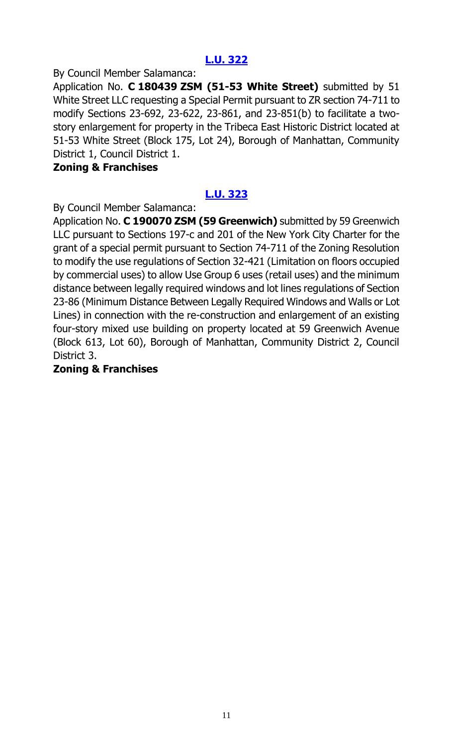### [L.U. 322]()

By Council Member Salamanca:

Application No. **C 180439 ZSM (51-53 White Street)** submitted by 51 White Street LLC requesting a Special Permit pursuant to ZR section 74-711 to modify Sections 23-692, 23-622, 23-861, and 23-851(b) to facilitate a two-story enlargement for property in the Tribeca East Historic District located at 51-53 White Street (Block 175, Lot 24), Borough of Manhattan, Community District 1, Council District 1.

**Zoning & Franchises**

### [L.U. 323]()

By Council Member Salamanca:

Application No. **C 190070 ZSM (59 Greenwich)** submitted by 59 Greenwich LLC pursuant to Sections 197-c and 201 of the New York City Charter for the grant of a special permit pursuant to Section 74-711 of the Zoning Resolution to modify the use regulations of Section 32-421 (Limitation on floors occupied by commercial uses) to allow Use Group 6 uses (retail uses) and the minimum distance between legally required windows and lot lines regulations of Section 23-86 (Minimum Distance Between Legally Required Windows and Walls or Lot Lines) in connection with the re-construction and enlargement of an existing four-story mixed use building on property located at 59 Greenwich Avenue (Block 613, Lot 60), Borough of Manhattan, Community District 2, Council District 3.

**Zoning & Franchises**